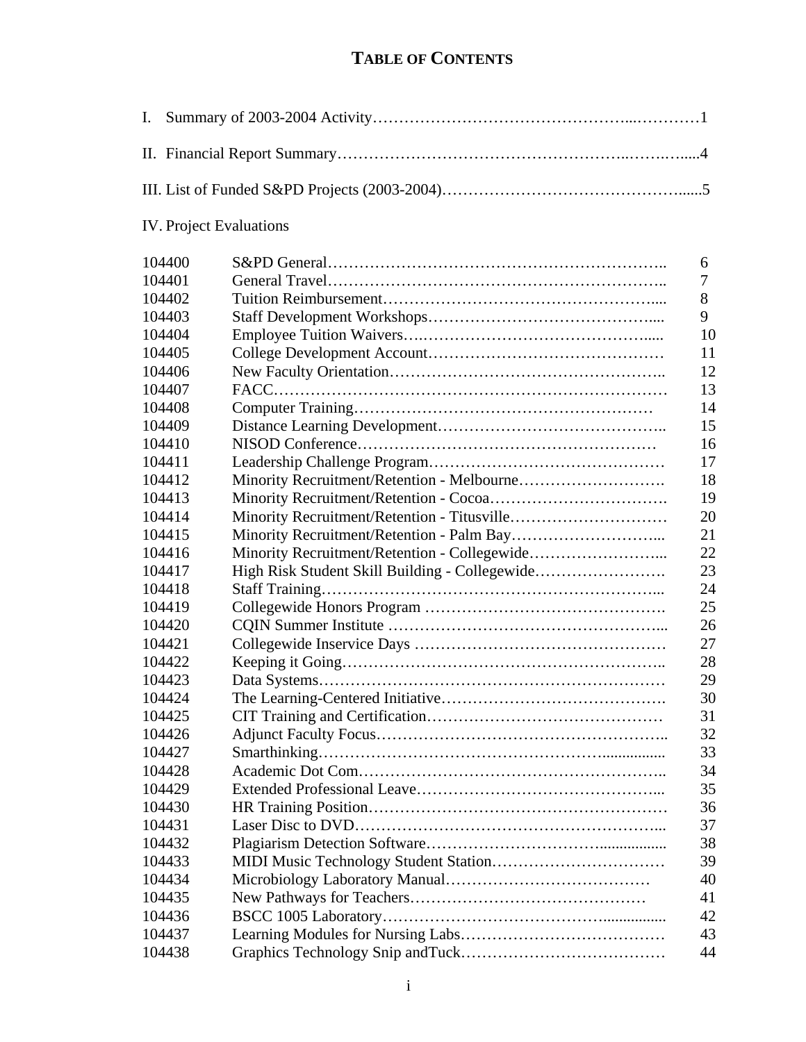# TABLE OF CONTENTS

I. Summary of 2003-2004 Activity…………………………………………...…………1

II. Financial Report Summary……………………………………………..…….…......4

III. List of Funded S&PD Projects (2003-2004)……………………………………......5

IV. Project Evaluations

| | | |
|---|---|---|
| 104400 | S&PD General…………………………………………………….. | 6 |
| 104401 | General Travel…………………………………………………….. | 7 |
| 104402 | Tuition Reimbursement…………………………………………..... | 8 |
| 104403 | Staff Development Workshops…………………………………..... | 9 |
| 104404 | Employee Tuition Waivers….…………………………………..... | 10 |
| 104405 | College Development Account…………………………………… | 11 |
| 104406 | New Faculty Orientation………………………………………….. | 12 |
| 104407 | FACC……………………………………………………………… | 13 |
| 104408 | Computer Training………………………………………………… | 14 |
| 104409 | Distance Learning Development………………………………….. | 15 |
| 104410 | NISOD Conference………………………………………………… | 16 |
| 104411 | Leadership Challenge Program…………………………………… | 17 |
| 104412 | Minority Recruitment/Retention - Melbourne………………………. | 18 |
| 104413 | Minority Recruitment/Retention - Cocoa……………………………. | 19 |
| 104414 | Minority Recruitment/Retention - Titusville………………………… | 20 |
| 104415 | Minority Recruitment/Retention - Palm Bay………………………... | 21 |
| 104416 | Minority Recruitment/Retention - Collegewide……………………... | 22 |
| 104417 | High Risk Student Skill Building - Collegewide……………………. | 23 |
| 104418 | Staff Training……………………………………………………... | 24 |
| 104419 | Collegewide Honors Program ……………………………………. | 25 |
| 104420 | CQIN Summer Institute …………………………………………... | 26 |
| 104421 | Collegewide Inservice Days ….…………………………………… | 27 |
| 104422 | Keeping it Going………………………………………………….. | 28 |
| 104423 | Data Systems……………………………………………………… | 29 |
| 104424 | The Learning-Centered Initiative…………………………………. | 30 |
| 104425 | CIT Training and Certification…………………………………… | 31 |
| 104426 | Adjunct Faculty Focus…………………………………………….. | 32 |
| 104427 | Smarthinking……………………………………………................ | 33 |
| 104428 | Academic Dot Com……………………………………………….. | 34 |
| 104429 | Extended Professional Leave……………………………………... | 35 |
| 104430 | HR Training Position……………………………………………… | 36 |
| 104431 | Laser Disc to DVD………………………………………………... | 37 |
| 104432 | Plagiarism Detection Software………………………….................. | 38 |
| 104433 | MIDI Music Technology Student Station…………………………… | 39 |
| 104434 | Microbiology Laboratory Manual………………………………… | 40 |
| 104435 | New Pathways for Teachers……………………………………… | 41 |
| 104436 | BSCC 1005 Laboratory…………………………………................ | 42 |
| 104437 | Learning Modules for Nursing Labs……………………………… | 43 |
| 104438 | Graphics Technology Snip andTuck……………………………… | 44 |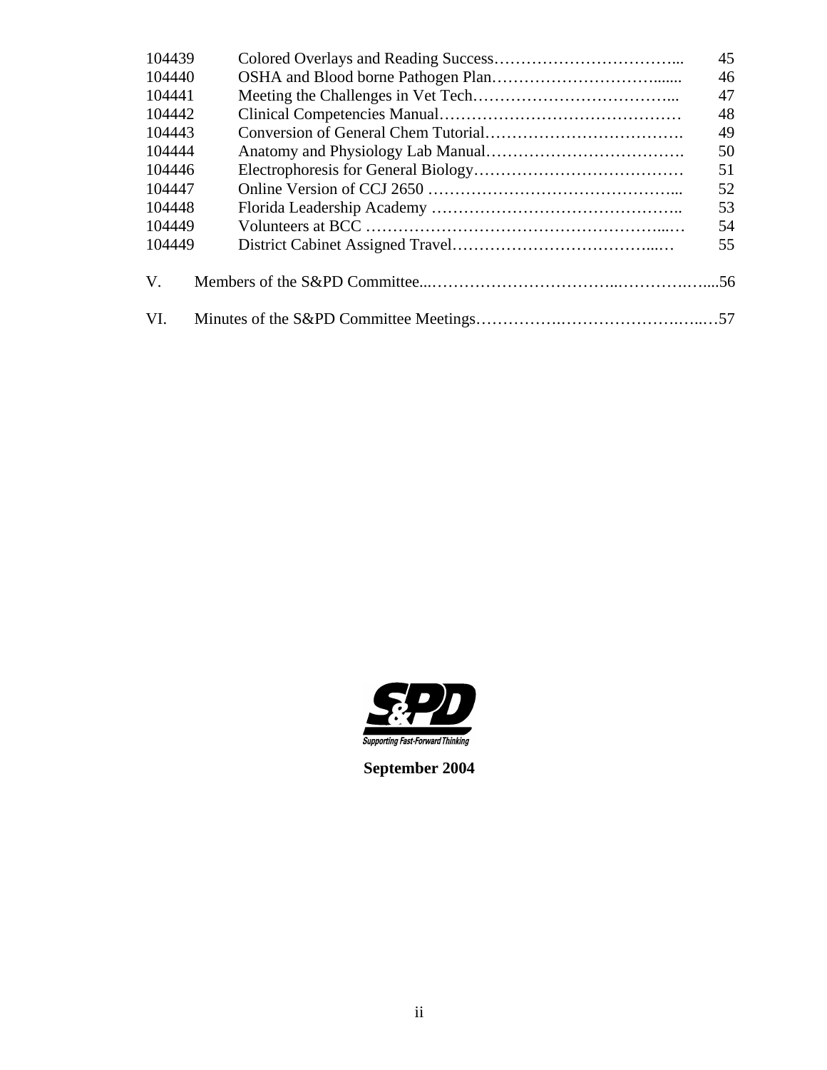| | | |
|---|---|---|
| 104439 | Colored Overlays and Reading Success……………………………... | 45 |
| 104440 | OSHA and Blood borne Pathogen Plan…………………………....... | 46 |
| 104441 | Meeting the Challenges in Vet Tech………………………………... | 47 |
| 104442 | Clinical Competencies Manual……………………………………… | 48 |
| 104443 | Conversion of General Chem Tutorial………………………………. | 49 |
| 104444 | Anatomy and Physiology Lab Manual………………………………. | 50 |
| 104446 | Electrophoresis for General Biology………………………………… | 51 |
| 104447 | Online Version of CCJ 2650 ………………………………………... | 52 |
| 104448 | Florida Leadership Academy ……………………………………….. | 53 |
| 104449 | Volunteers at BCC ………………………………………………...… | 54 |
| 104449 | District Cabinet Assigned Travel………………………………...… | 55 |

V. Members of the S&PD Committee...……………………………..…………….…....56

VI. Minutes of the S&PD Committee Meetings…………….…………………….…..…57

S&PD
Supporting Fast-Forward Thinking

**September 2004**